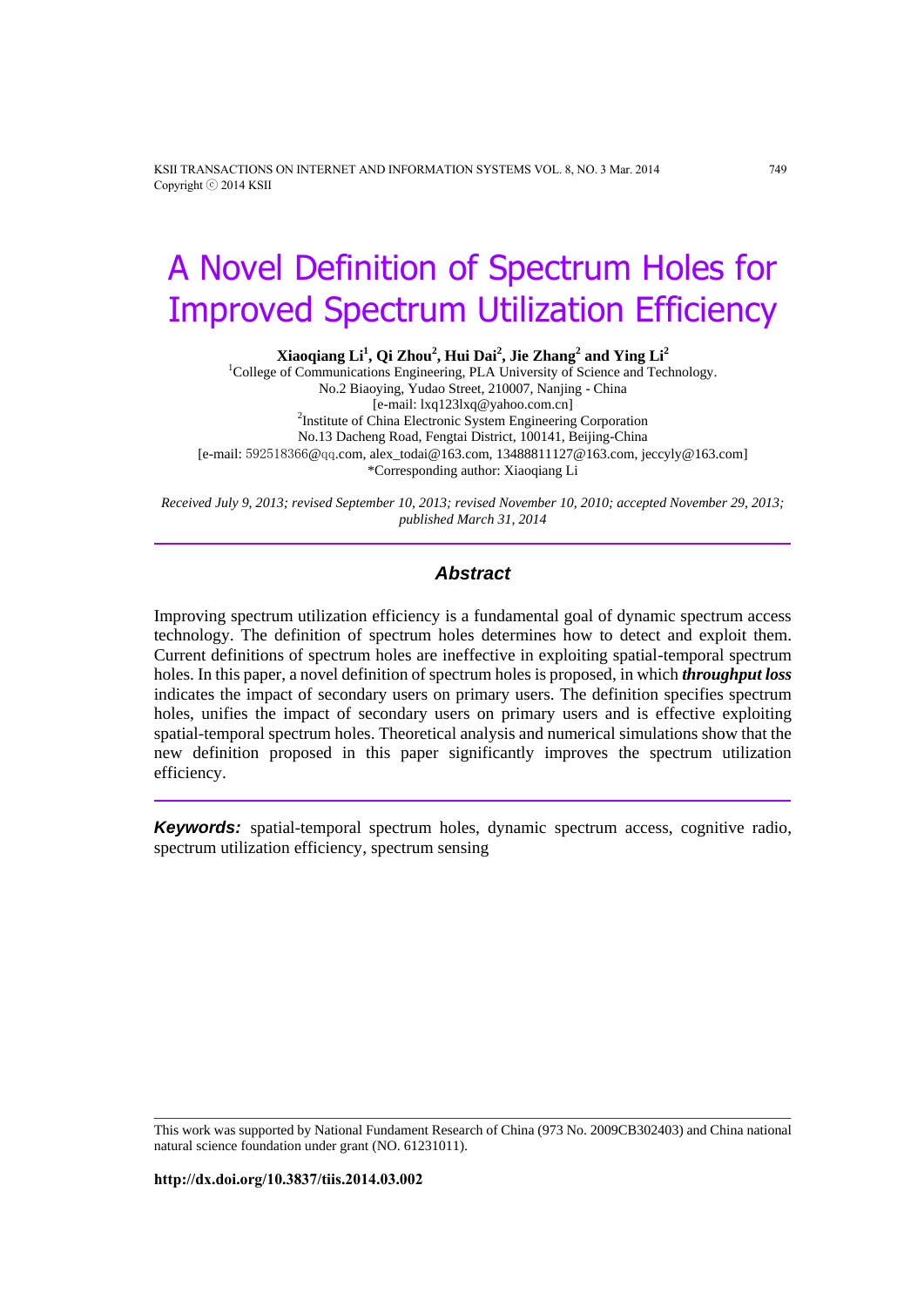# A Novel Definition of Spectrum Holes for Improved Spectrum Utilization Efficiency

**Xiaoqiang Li[1], Qi Zhou[2], Hui Dai[2], Jie Zhang[2] and Ying Li[2]**

[1]College of Communications Engineering, PLA University of Science and Technology.
No.2 Biaoying, Yudao Street, 210007, Nanjing - China
[e-mail: lxq123lxq@yahoo.com.cn]
[2]Institute of China Electronic System Engineering Corporation
No.13 Dacheng Road, Fengtai District, 100141, Beijing-China
[e-mail: 592518366@qq.com, alex_todai@163.com, 13488811127@163.com, jeccyly@163.com]
*Corresponding author: Xiaoqiang Li

*Received July 9, 2013; revised September 10, 2013; revised November 10, 2010; accepted November 29, 2013; published March 31, 2014*

## Abstract

Improving spectrum utilization efficiency is a fundamental goal of dynamic spectrum access technology. The definition of spectrum holes determines how to detect and exploit them. Current definitions of spectrum holes are ineffective in exploiting spatial-temporal spectrum holes. In this paper, a novel definition of spectrum holes is proposed, in which ***throughput loss*** indicates the impact of secondary users on primary users. The definition specifies spectrum holes, unifies the impact of secondary users on primary users and is effective exploiting spatial-temporal spectrum holes. Theoretical analysis and numerical simulations show that the new definition proposed in this paper significantly improves the spectrum utilization efficiency.

***Keywords:*** spatial-temporal spectrum holes, dynamic spectrum access, cognitive radio, spectrum utilization efficiency, spectrum sensing

This work was supported by National Fundament Research of China (973 No. 2009CB302403) and China national natural science foundation under grant (NO. 61231011).

**http://dx.doi.org/10.3837/tiis.2014.03.002**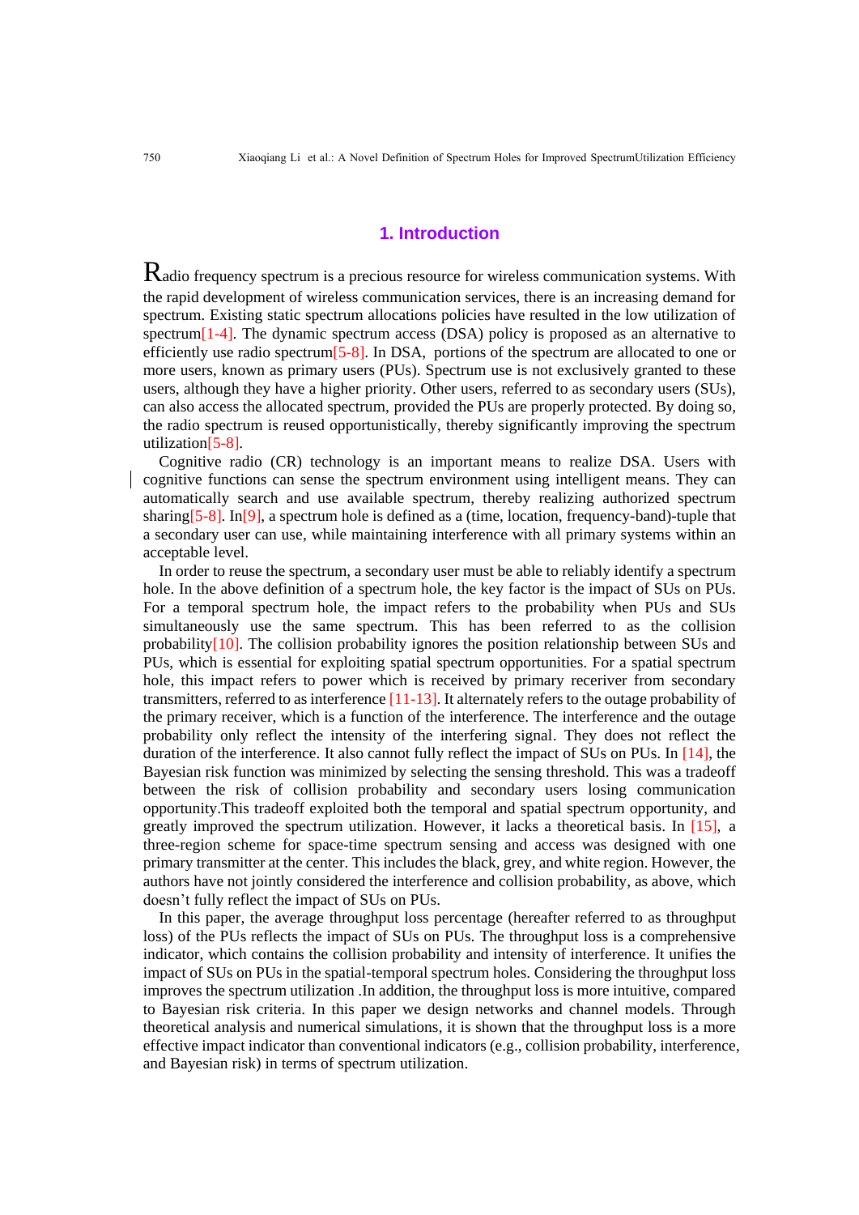## 1. Introduction

Radio frequency spectrum is a precious resource for wireless communication systems. With the rapid development of wireless communication services, there is an increasing demand for spectrum. Existing static spectrum allocations policies have resulted in the low utilization of spectrum[1-4]. The dynamic spectrum access (DSA) policy is proposed as an alternative to efficiently use radio spectrum[5-8]. In DSA, portions of the spectrum are allocated to one or more users, known as primary users (PUs). Spectrum use is not exclusively granted to these users, although they have a higher priority. Other users, referred to as secondary users (SUs), can also access the allocated spectrum, provided the PUs are properly protected. By doing so, the radio spectrum is reused opportunistically, thereby significantly improving the spectrum utilization[5-8].

Cognitive radio (CR) technology is an important means to realize DSA. Users with cognitive functions can sense the spectrum environment using intelligent means. They can automatically search and use available spectrum, thereby realizing authorized spectrum sharing[5-8]. In[9], a spectrum hole is defined as a (time, location, frequency-band)-tuple that a secondary user can use, while maintaining interference with all primary systems within an acceptable level.

In order to reuse the spectrum, a secondary user must be able to reliably identify a spectrum hole. In the above definition of a spectrum hole, the key factor is the impact of SUs on PUs. For a temporal spectrum hole, the impact refers to the probability when PUs and SUs simultaneously use the same spectrum. This has been referred to as the collision probability[10]. The collision probability ignores the position relationship between SUs and PUs, which is essential for exploiting spatial spectrum opportunities. For a spatial spectrum hole, this impact refers to power which is received by primary receiver from secondary transmitters, referred to as interference [11-13]. It alternately refers to the outage probability of the primary receiver, which is a function of the interference. The interference and the outage probability only reflect the intensity of the interfering signal. They does not reflect the duration of the interference. It also cannot fully reflect the impact of SUs on PUs. In [14], the Bayesian risk function was minimized by selecting the sensing threshold. This was a tradeoff between the risk of collision probability and secondary users losing communication opportunity.This tradeoff exploited both the temporal and spatial spectrum opportunity, and greatly improved the spectrum utilization. However, it lacks a theoretical basis. In [15], a three-region scheme for space-time spectrum sensing and access was designed with one primary transmitter at the center. This includes the black, grey, and white region. However, the authors have not jointly considered the interference and collision probability, as above, which doesn't fully reflect the impact of SUs on PUs.

In this paper, the average throughput loss percentage (hereafter referred to as throughput loss) of the PUs reflects the impact of SUs on PUs. The throughput loss is a comprehensive indicator, which contains the collision probability and intensity of interference. It unifies the impact of SUs on PUs in the spatial-temporal spectrum holes. Considering the throughput loss improves the spectrum utilization .In addition, the throughput loss is more intuitive, compared to Bayesian risk criteria. In this paper we design networks and channel models. Through theoretical analysis and numerical simulations, it is shown that the throughput loss is a more effective impact indicator than conventional indicators (e.g., collision probability, interference, and Bayesian risk) in terms of spectrum utilization.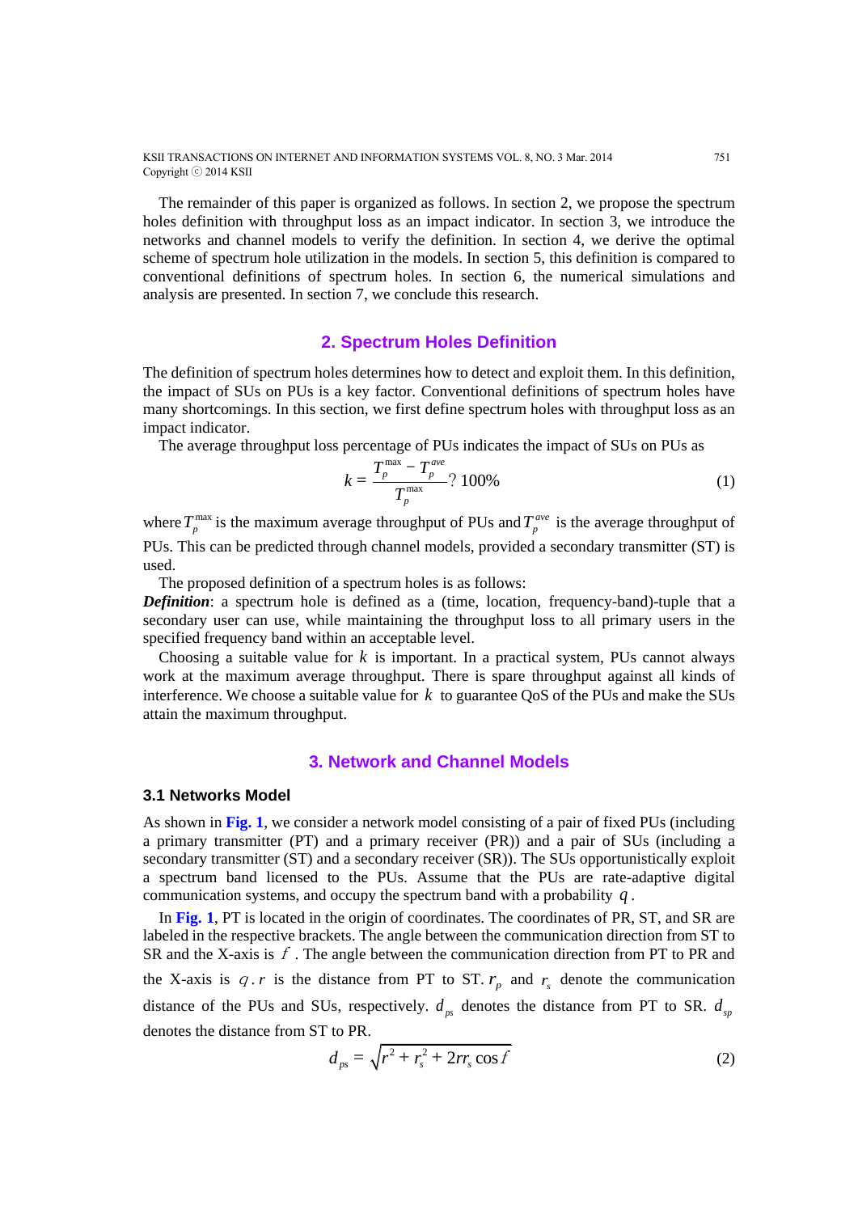The remainder of this paper is organized as follows. In section 2, we propose the spectrum holes definition with throughput loss as an impact indicator. In section 3, we introduce the networks and channel models to verify the definition. In section 4, we derive the optimal scheme of spectrum hole utilization in the models. In section 5, this definition is compared to conventional definitions of spectrum holes. In section 6, the numerical simulations and analysis are presented. In section 7, we conclude this research.

## 2. Spectrum Holes Definition

The definition of spectrum holes determines how to detect and exploit them. In this definition, the impact of SUs on PUs is a key factor. Conventional definitions of spectrum holes have many shortcomings. In this section, we first define spectrum holes with throughput loss as an impact indicator.

The average throughput loss percentage of PUs indicates the impact of SUs on PUs as

$$k = \frac{T_p^{\max} - T_p^{ave}}{T_p^{\max}} ?\ 100\% \tag{1}$$

where $T_p^{\max}$ is the maximum average throughput of PUs and $T_p^{ave}$ is the average throughput of PUs. This can be predicted through channel models, provided a secondary transmitter (ST) is used.

The proposed definition of a spectrum holes is as follows:

***Definition***: a spectrum hole is defined as a (time, location, frequency-band)-tuple that a secondary user can use, while maintaining the throughput loss to all primary users in the specified frequency band within an acceptable level.

Choosing a suitable value for $k$ is important. In a practical system, PUs cannot always work at the maximum average throughput. There is spare throughput against all kinds of interference. We choose a suitable value for $k$ to guarantee QoS of the PUs and make the SUs attain the maximum throughput.

## 3. Network and Channel Models

### 3.1 Networks Model

As shown in **Fig. 1**, we consider a network model consisting of a pair of fixed PUs (including a primary transmitter (PT) and a primary receiver (PR)) and a pair of SUs (including a secondary transmitter (ST) and a secondary receiver (SR)). The SUs opportunistically exploit a spectrum band licensed to the PUs. Assume that the PUs are rate-adaptive digital communication systems, and occupy the spectrum band with a probability $q$.

In **Fig. 1**, PT is located in the origin of coordinates. The coordinates of PR, ST, and SR are labeled in the respective brackets. The angle between the communication direction from ST to SR and the X-axis is $f$. The angle between the communication direction from PT to PR and the X-axis is $q$. $r$ is the distance from PT to ST. $r_p$ and $r_s$ denote the communication distance of the PUs and SUs, respectively. $d_{ps}$ denotes the distance from PT to SR. $d_{sp}$ denotes the distance from ST to PR.

$$d_{ps} = \sqrt{r^2 + r_s^2 + 2rr_s \cos f} \tag{2}$$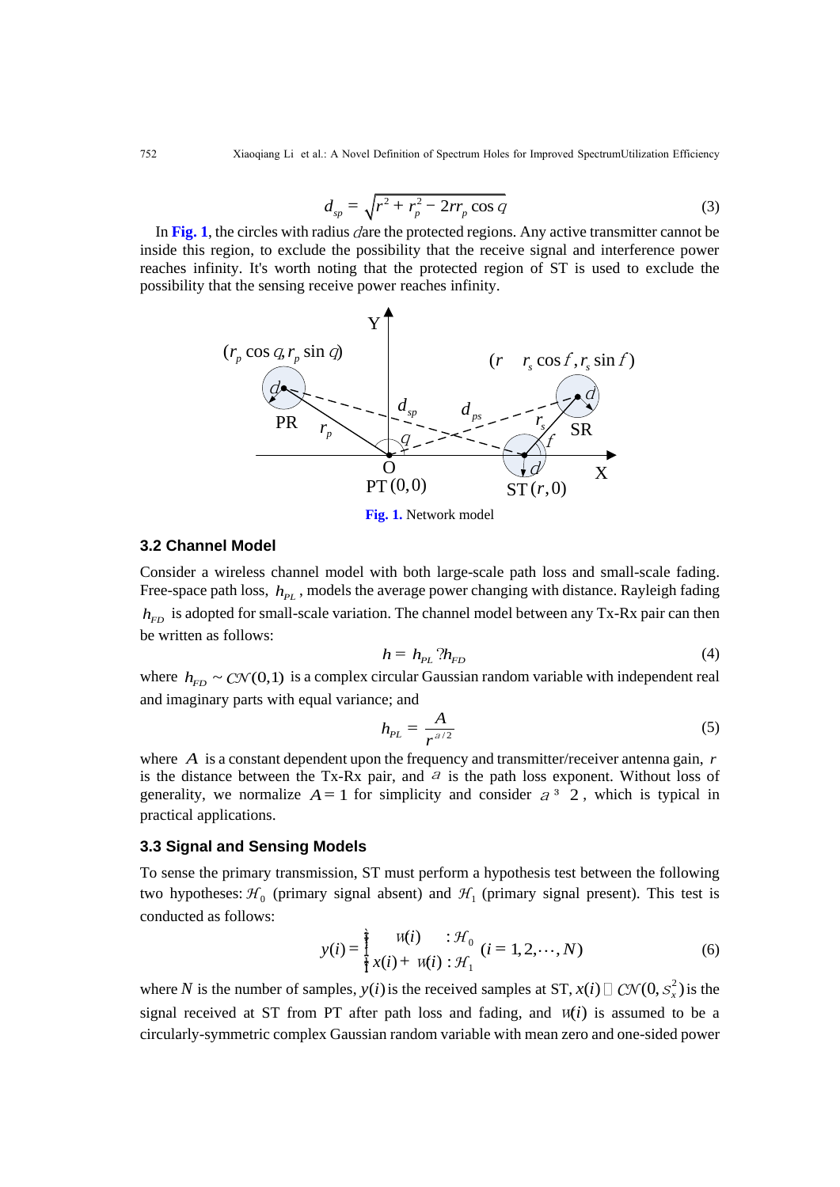$$d_{sp} = \sqrt{r^2 + r_p^2 - 2rr_p \cos\theta} \tag{3}$$

In **Fig. 1**, the circles with radius $\delta$ are the protected regions. Any active transmitter cannot be inside this region, to exclude the possibility that the receive signal and interference power reaches infinity. It's worth noting that the protected region of ST is used to exclude the possibility that the sensing receive power reaches infinity.

**Fig. 1.** Network model

### 3.2 Channel Model

Consider a wireless channel model with both large-scale path loss and small-scale fading. Free-space path loss, $h_{PL}$, models the average power changing with distance. Rayleigh fading $h_{FD}$ is adopted for small-scale variation. The channel model between any Tx-Rx pair can then be written as follows:

$$h = h_{PL} \cdot h_{FD} \tag{4}$$

where $h_{FD} \sim \mathcal{CN}(0,1)$ is a complex circular Gaussian random variable with independent real and imaginary parts with equal variance; and

$$h_{PL} = \frac{A}{r^{\alpha/2}} \tag{5}$$

where $A$ is a constant dependent upon the frequency and transmitter/receiver antenna gain, $r$ is the distance between the Tx-Rx pair, and $\alpha$ is the path loss exponent. Without loss of generality, we normalize $A=1$ for simplicity and consider $\alpha \geq 2$, which is typical in practical applications.

### 3.3 Signal and Sensing Models

To sense the primary transmission, ST must perform a hypothesis test between the following two hypotheses: $\mathcal{H}_0$ (primary signal absent) and $\mathcal{H}_1$ (primary signal present). This test is conducted as follows:

$$y(i) = \begin{cases} w(i) & : \mathcal{H}_0 \\ x(i) + w(i) & : \mathcal{H}_1 \end{cases} \quad (i = 1,2,\cdots,N) \tag{6}$$

where $N$ is the number of samples, $y(i)$ is the received samples at ST, $x(i) \sim \mathcal{CN}(0, \sigma_x^2)$ is the signal received at ST from PT after path loss and fading, and $w(i)$ is assumed to be a circularly-symmetric complex Gaussian random variable with mean zero and one-sided power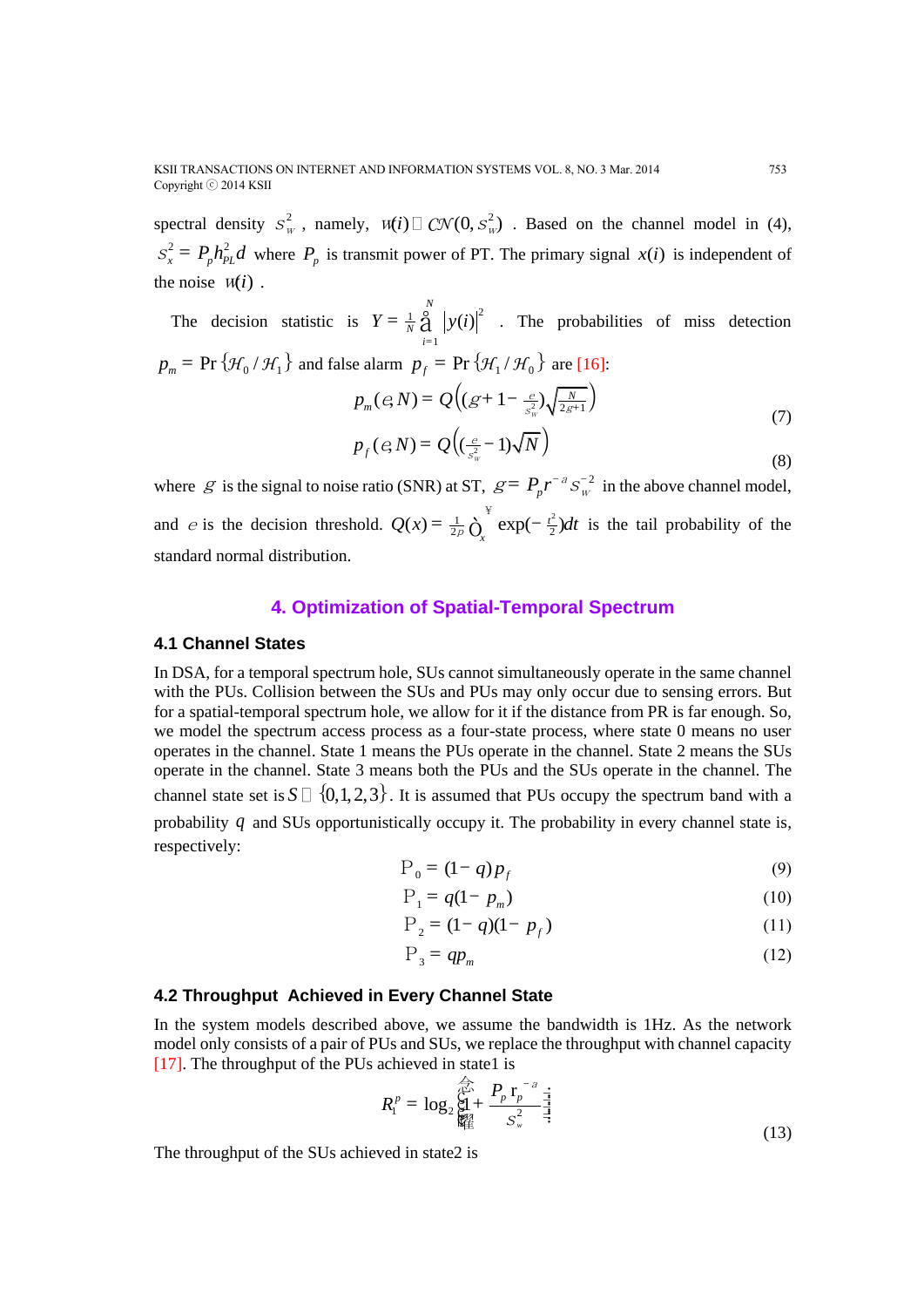spectral density $\sigma_w^2$, namely, $w(i) \sim \mathcal{CN}(0, \sigma_w^2)$. Based on the channel model in (4), $\sigma_x^2 = P_p h_{PL}^2 d$ where $P_p$ is transmit power of PT. The primary signal $x(i)$ is independent of the noise $w(i)$.

The decision statistic is $Y = \frac{1}{N}\sum_{i=1}^{N} |y(i)|^2$. The probabilities of miss detection $p_m = \Pr\{\mathcal{H}_0 / \mathcal{H}_1\}$ and false alarm $p_f = \Pr\{\mathcal{H}_1 / \mathcal{H}_0\}$ are [16]:

$$p_m(\varepsilon, N) = Q\left(\left(\gamma + 1 - \tfrac{\varepsilon}{\sigma_w^2}\right)\sqrt{\tfrac{N}{2\gamma+1}}\right) \tag{7}$$

$$p_f(\varepsilon, N) = Q\left(\left(\tfrac{\varepsilon}{\sigma_w^2} - 1\right)\sqrt{N}\right) \tag{8}$$

where $\gamma$ is the signal to noise ratio (SNR) at ST, $\gamma = P_p r^{-\alpha} \sigma_w^{-2}$ in the above channel model, and $\varepsilon$ is the decision threshold. $Q(x) = \frac{1}{2\pi}\int_x^{\infty} \exp(-\frac{t^2}{2})dt$ is the tail probability of the standard normal distribution.

## 4. Optimization of Spatial-Temporal Spectrum

### 4.1 Channel States

In DSA, for a temporal spectrum hole, SUs cannot simultaneously operate in the same channel with the PUs. Collision between the SUs and PUs may only occur due to sensing errors. But for a spatial-temporal spectrum hole, we allow for it if the distance from PR is far enough. So, we model the spectrum access process as a four-state process, where state 0 means no user operates in the channel. State 1 means the PUs operate in the channel. State 2 means the SUs operate in the channel. State 3 means both the PUs and the SUs operate in the channel. The channel state set is $S \in \{0,1,2,3\}$. It is assumed that PUs occupy the spectrum band with a probability $q$ and SUs opportunistically occupy it. The probability in every channel state is, respectively:

$$\mathrm{P}_0 = (1-q)p_f \tag{9}$$

$$\mathrm{P}_1 = q(1-p_m) \tag{10}$$

$$\mathrm{P}_2 = (1-q)(1-p_f) \tag{11}$$

$$\mathrm{P}_3 = qp_m \tag{12}$$

### 4.2 Throughput Achieved in Every Channel State

In the system models described above, we assume the bandwidth is 1Hz. As the network model only consists of a pair of PUs and SUs, we replace the throughput with channel capacity [17]. The throughput of the PUs achieved in state1 is

$$R_1^p = \log_2\left(1 + \frac{P_p r_p^{-\alpha}}{\sigma_w^2}\right) \tag{13}$$

The throughput of the SUs achieved in state2 is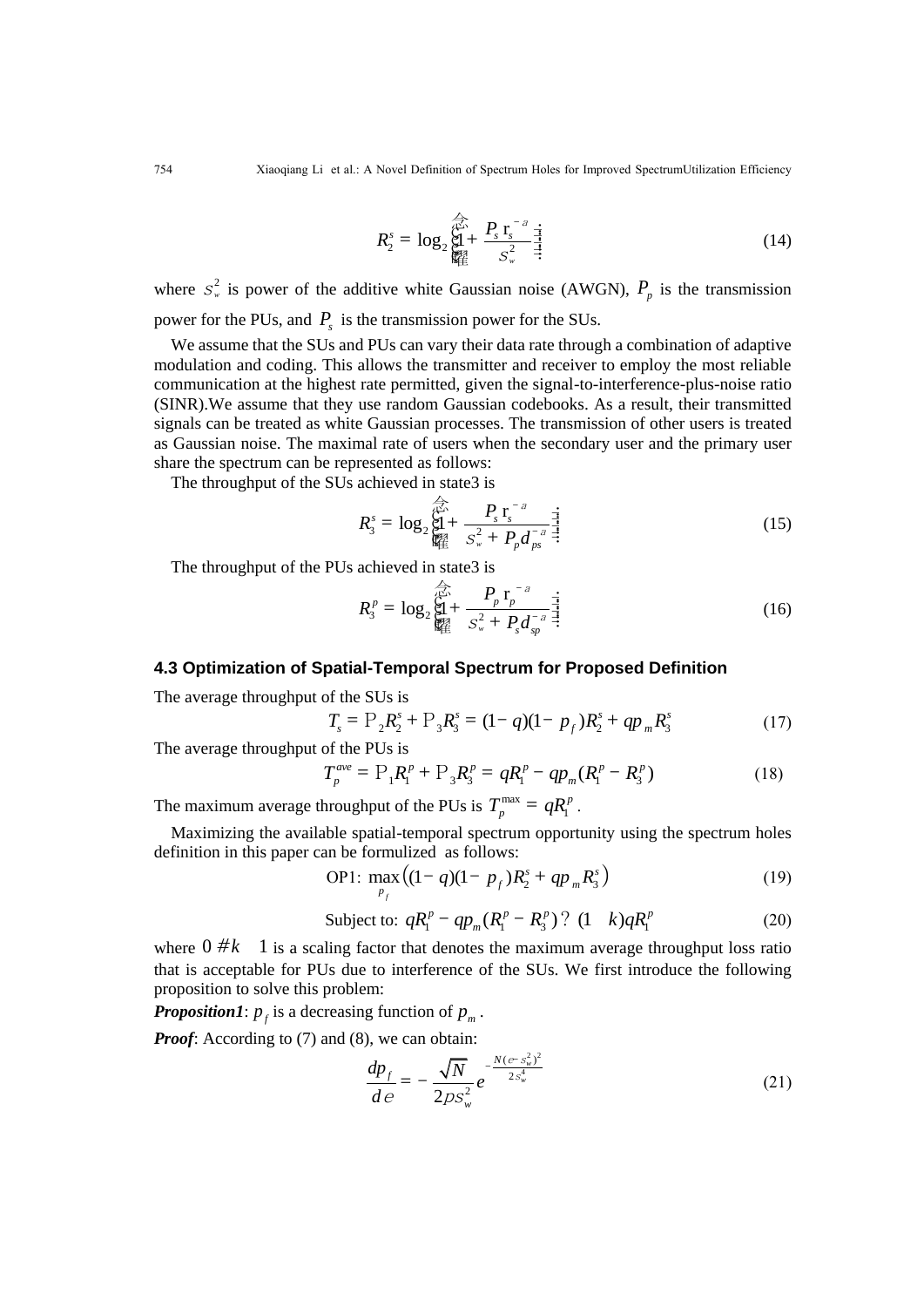$$R_2^s = \log_2\left(1 + \frac{P_s r_s^{-a}}{s_w^2}\right) \tag{14}$$

where $s_w^2$ is power of the additive white Gaussian noise (AWGN), $P_p$ is the transmission power for the PUs, and $P_s$ is the transmission power for the SUs.

We assume that the SUs and PUs can vary their data rate through a combination of adaptive modulation and coding. This allows the transmitter and receiver to employ the most reliable communication at the highest rate permitted, given the signal-to-interference-plus-noise ratio (SINR).We assume that they use random Gaussian codebooks. As a result, their transmitted signals can be treated as white Gaussian processes. The transmission of other users is treated as Gaussian noise. The maximal rate of users when the secondary user and the primary user share the spectrum can be represented as follows:

The throughput of the SUs achieved in state3 is

$$R_3^s = \log_2\left(1 + \frac{P_s r_s^{-a}}{s_w^2 + P_p d_{ps}^{-a}}\right) \tag{15}$$

The throughput of the PUs achieved in state3 is

$$R_3^p = \log_2\left(1 + \frac{P_p r_p^{-a}}{s_w^2 + P_s d_{sp}^{-a}}\right) \tag{16}$$

### 4.3 Optimization of Spatial-Temporal Spectrum for Proposed Definition

The average throughput of the SUs is

$$T_s = P_2 R_2^s + P_3 R_3^s = (1-q)(1-p_f)R_2^s + q p_m R_3^s \tag{17}$$

The average throughput of the PUs is

$$T_p^{ave} = P_1 R_1^p + P_3 R_3^p = q R_1^p - q p_m (R_1^p - R_3^p) \tag{18}$$

The maximum average throughput of the PUs is $T_p^{\max} = q R_1^p$.

Maximizing the available spatial-temporal spectrum opportunity using the spectrum holes definition in this paper can be formulized as follows:

$$\text{OP1: } \max_{p_f}\left((1-q)(1-p_f)R_2^s + q p_m R_3^s\right) \tag{19}$$

$$\text{Subject to: } q R_1^p - q p_m (R_1^p - R_3^p) \geq (1-k) q R_1^p \tag{20}$$

where $0 \leq k \leq 1$ is a scaling factor that denotes the maximum average throughput loss ratio that is acceptable for PUs due to interference of the SUs. We first introduce the following proposition to solve this problem:

***Proposition1***: $p_f$ is a decreasing function of $p_m$.

***Proof***: According to (7) and (8), we can obtain:

$$\frac{dp_f}{de} = -\frac{\sqrt{N}}{2p s_w^2} e^{-\frac{N(e - s_w^2)^2}{2 s_w^4}} \tag{21}$$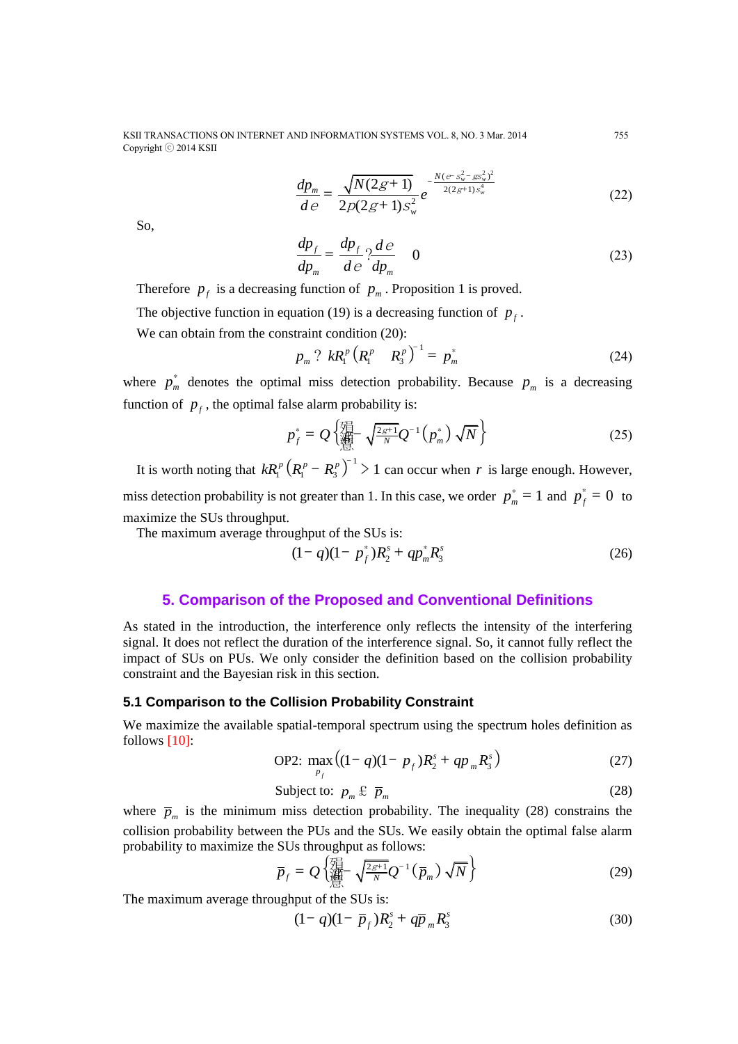$$\frac{dp_m}{d\varepsilon} = \frac{\sqrt{N(2\gamma+1)}}{2\pi(2\gamma+1)\sigma_w^2} e^{-\frac{N(\varepsilon-\sigma_w^2-\gamma\sigma_w^2)^2}{2(2\gamma+1)\sigma_w^4}} \tag{22}$$

So,

$$\frac{dp_f}{dp_m} = \frac{dp_f}{d\varepsilon} ? \frac{d\varepsilon}{dp_m} \quad 0 \tag{23}$$

Therefore $p_f$ is a decreasing function of $p_m$. Proposition 1 is proved.

The objective function in equation (19) is a decreasing function of $p_f$.

We can obtain from the constraint condition (20):

$$p_m ? \ kR_1^p \left(R_1^p \quad R_3^p\right)^{-1} = p_m^* \tag{24}$$

where $p_m^*$ denotes the optimal miss detection probability. Because $p_m$ is a decreasing function of $p_f$, the optimal false alarm probability is:

$$p_f^* = Q\left\{ \cdots - \sqrt{\tfrac{2\gamma+1}{N}}Q^{-1}\left(p_m^*\right)\sqrt{N} \right\} \tag{25}$$

It is worth noting that $kR_1^p\left(R_1^p - R_3^p\right)^{-1} > 1$ can occur when $r$ is large enough. However, miss detection probability is not greater than 1. In this case, we order $p_m^* = 1$ and $p_f^* = 0$ to maximize the SUs throughput.

The maximum average throughput of the SUs is:

$$(1-q)(1-p_f^*)R_2^s + qp_m^*R_3^s \tag{26}$$

## 5. Comparison of the Proposed and Conventional Definitions

As stated in the introduction, the interference only reflects the intensity of the interfering signal. It does not reflect the duration of the interference signal. So, it cannot fully reflect the impact of SUs on PUs. We only consider the definition based on the collision probability constraint and the Bayesian risk in this section.

### 5.1 Comparison to the Collision Probability Constraint

We maximize the available spatial-temporal spectrum using the spectrum holes definition as follows [10]:

$$\text{OP2: } \max_{p_f}\left((1-q)(1-p_f)R_2^s + qp_mR_3^s\right) \tag{27}$$

$$\text{Subject to: } p_m \leq \bar{p}_m \tag{28}$$

where $\bar{p}_m$ is the minimum miss detection probability. The inequality (28) constrains the collision probability between the PUs and the SUs. We easily obtain the optimal false alarm probability to maximize the SUs throughput as follows:

$$\bar{p}_f = Q\left\{ \cdots - \sqrt{\tfrac{2\gamma+1}{N}}Q^{-1}\left(\bar{p}_m\right)\sqrt{N} \right\} \tag{29}$$

The maximum average throughput of the SUs is:

$$(1-q)(1-\bar{p}_f)R_2^s + q\bar{p}_mR_3^s \tag{30}$$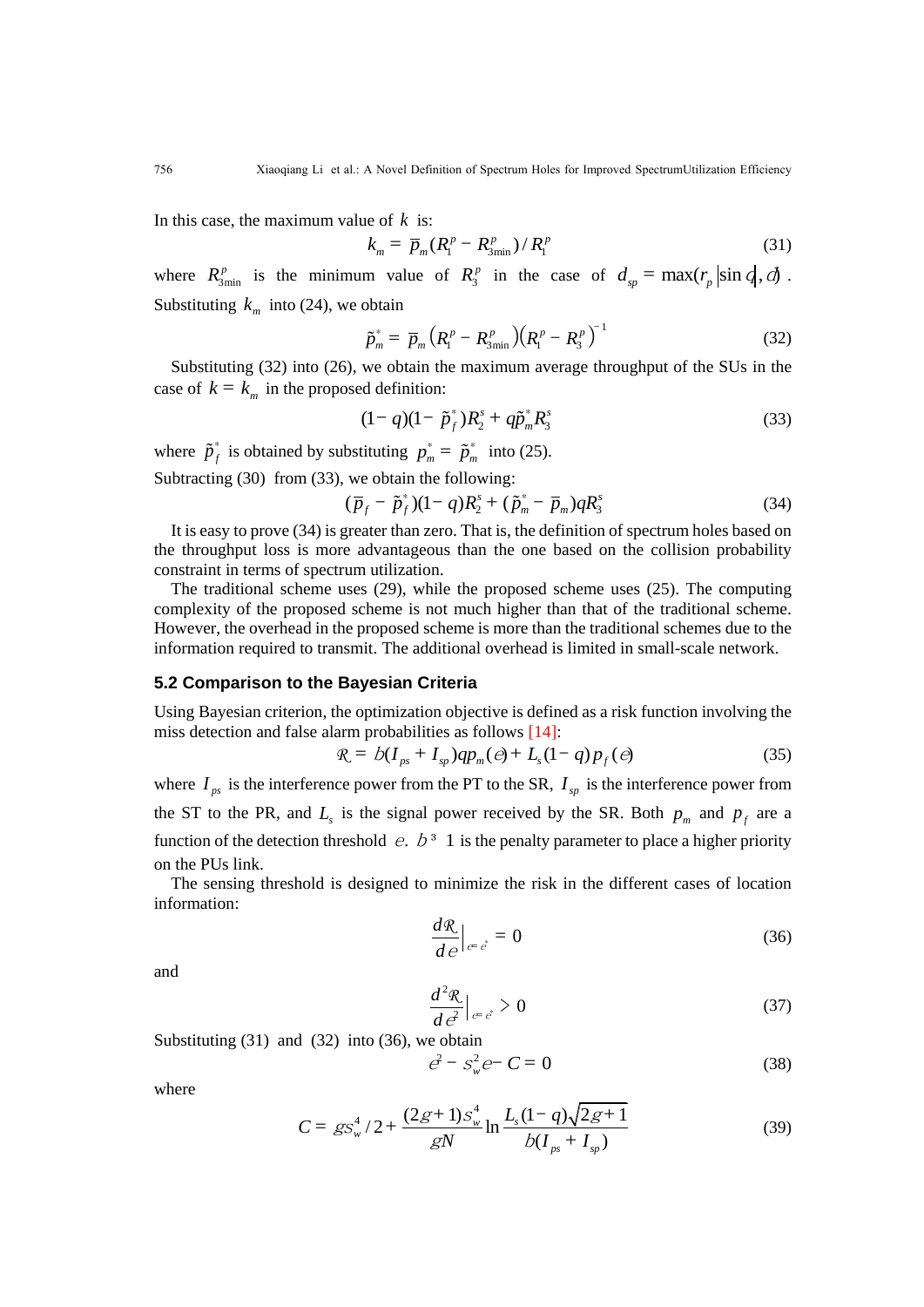In this case, the maximum value of $k$ is:

$$k_m = \bar{p}_m (R_1^p - R_{3\min}^p) / R_1^p \tag{31}$$

where $R_{3\min}^p$ is the minimum value of $R_3^p$ in the case of $d_{sp} = \max(r_p |\sin \theta|, d)$. Substituting $k_m$ into (24), we obtain

$$\tilde{p}_m^* = \bar{p}_m \left(R_1^p - R_{3\min}^p\right)\left(R_1^p - R_3^p\right)^{-1} \tag{32}$$

Substituting (32) into (26), we obtain the maximum average throughput of the SUs in the case of $k = k_m$ in the proposed definition:

$$(1-q)(1-\tilde{p}_f^*)R_2^s + q\tilde{p}_m^* R_3^s \tag{33}$$

where $\tilde{p}_f^*$ is obtained by substituting $p_m^* = \tilde{p}_m^*$ into (25).

Subtracting (30) from (33), we obtain the following:

$$(\bar{p}_f - \tilde{p}_f^*)(1-q)R_2^s + (\tilde{p}_m^* - \bar{p}_m)qR_3^s \tag{34}$$

It is easy to prove (34) is greater than zero. That is, the definition of spectrum holes based on the throughput loss is more advantageous than the one based on the collision probability constraint in terms of spectrum utilization.

The traditional scheme uses (29), while the proposed scheme uses (25). The computing complexity of the proposed scheme is not much higher than that of the traditional scheme. However, the overhead in the proposed scheme is more than the traditional schemes due to the information required to transmit. The additional overhead is limited in small-scale network.

### 5.2 Comparison to the Bayesian Criteria

Using Bayesian criterion, the optimization objective is defined as a risk function involving the miss detection and false alarm probabilities as follows [14]:

$$\mathcal{R} = b(I_{ps} + I_{sp})qp_m(\varepsilon) + L_s(1-q)p_f(\varepsilon) \tag{35}$$

where $I_{ps}$ is the interference power from the PT to the SR, $I_{sp}$ is the interference power from the ST to the PR, and $L_s$ is the signal power received by the SR. Both $p_m$ and $p_f$ are a function of the detection threshold $\varepsilon$. $b \geq 1$ is the penalty parameter to place a higher priority on the PUs link.

The sensing threshold is designed to minimize the risk in the different cases of location information:

$$\frac{d\mathcal{R}}{d\varepsilon}\Big|_{\varepsilon=\varepsilon^*} = 0 \tag{36}$$

and

$$\frac{d^2\mathcal{R}}{d\varepsilon^2}\Big|_{\varepsilon=\varepsilon^*} > 0 \tag{37}$$

Substituting (31) and (32) into (36), we obtain

$$\varepsilon^2 - \sigma_w^2 \varepsilon - C = 0 \tag{38}$$

where

$$C = \gamma\sigma_w^4 / 2 + \frac{(2\gamma+1)\sigma_w^4}{\gamma N} \ln \frac{L_s(1-q)\sqrt{2\gamma+1}}{b(I_{ps} + I_{sp})} \tag{39}$$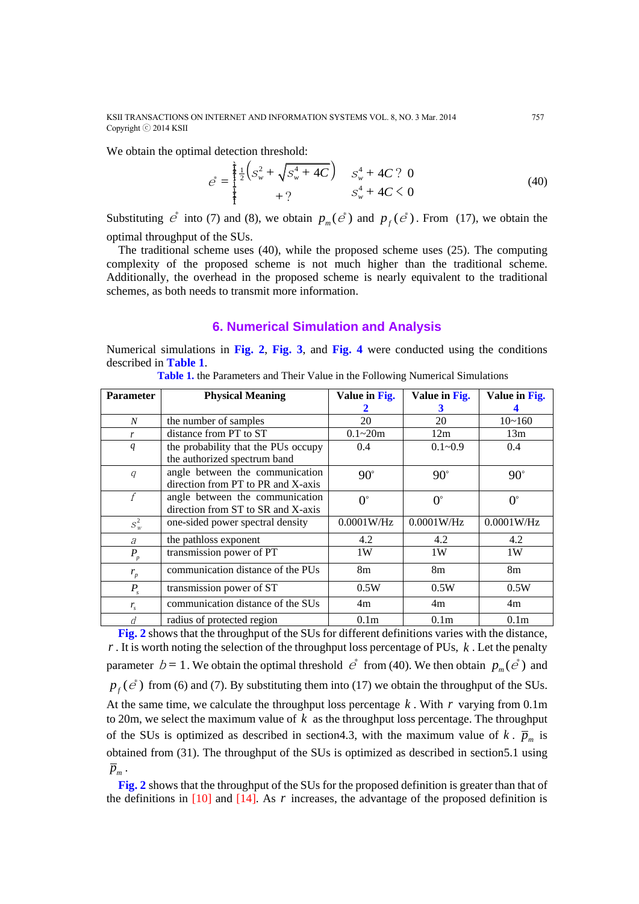We obtain the optimal detection threshold:

$$\varepsilon^* = \begin{cases} \frac{1}{2}\left(\sigma_w^2 + \sqrt{\sigma_w^4 + 4C}\right) & \sigma_w^4 + 4C \geq 0 \\ +\infty & \sigma_w^4 + 4C < 0 \end{cases} \tag{40}$$

Substituting $\varepsilon^*$ into (7) and (8), we obtain $p_m(\varepsilon^*)$ and $p_f(\varepsilon^*)$. From (17), we obtain the optimal throughput of the SUs.

The traditional scheme uses (40), while the proposed scheme uses (25). The computing complexity of the proposed scheme is not much higher than the traditional scheme. Additionally, the overhead in the proposed scheme is nearly equivalent to the traditional schemes, as both needs to transmit more information.

## 6. Numerical Simulation and Analysis

Numerical simulations in **Fig. 2**, **Fig. 3**, and **Fig. 4** were conducted using the conditions described in **Table 1**.

**Table 1.** the Parameters and Their Value in the Following Numerical Simulations

| Parameter | Physical Meaning | Value in Fig. 2 | Value in Fig. 3 | Value in Fig. 4 |
|---|---|---|---|---|
| $N$ | the number of samples | 20 | 20 | 10~160 |
| $r$ | distance from PT to ST | 0.1~20m | 12m | 13m |
| $q$ | the probability that the PUs occupy the authorized spectrum band | 0.4 | 0.1~0.9 | 0.4 |
| $\theta$ | angle between the communication direction from PT to PR and X-axis | $90^\circ$ | $90^\circ$ | $90^\circ$ |
| $\phi$ | angle between the communication direction from ST to SR and X-axis | $0^\circ$ | $0^\circ$ | $0^\circ$ |
| $\sigma_w^2$ | one-sided power spectral density | 0.0001W/Hz | 0.0001W/Hz | 0.0001W/Hz |
| $\alpha$ | the pathloss exponent | 4.2 | 4.2 | 4.2 |
| $P_p$ | transmission power of PT | 1W | 1W | 1W |
| $r_p$ | communication distance of the PUs | 8m | 8m | 8m |
| $P_s$ | transmission power of ST | 0.5W | 0.5W | 0.5W |
| $r_s$ | communication distance of the SUs | 4m | 4m | 4m |
| $\delta$ | radius of protected region | 0.1m | 0.1m | 0.1m |

**Fig. 2** shows that the throughput of the SUs for different definitions varies with the distance, $r$. It is worth noting the selection of the throughput loss percentage of PUs, $k$. Let the penalty parameter $b = 1$. We obtain the optimal threshold $\varepsilon^*$ from (40). We then obtain $p_m(\varepsilon^*)$ and $p_f(\varepsilon^*)$ from (6) and (7). By substituting them into (17) we obtain the throughput of the SUs. At the same time, we calculate the throughput loss percentage $k$. With $r$ varying from 0.1m to 20m, we select the maximum value of $k$ as the throughput loss percentage. The throughput of the SUs is optimized as described in section4.3, with the maximum value of $k$. $\overline{p}_m$ is obtained from (31). The throughput of the SUs is optimized as described in section5.1 using $\overline{p}_m$.

**Fig. 2** shows that the throughput of the SUs for the proposed definition is greater than that of the definitions in [10] and [14]. As $r$ increases, the advantage of the proposed definition is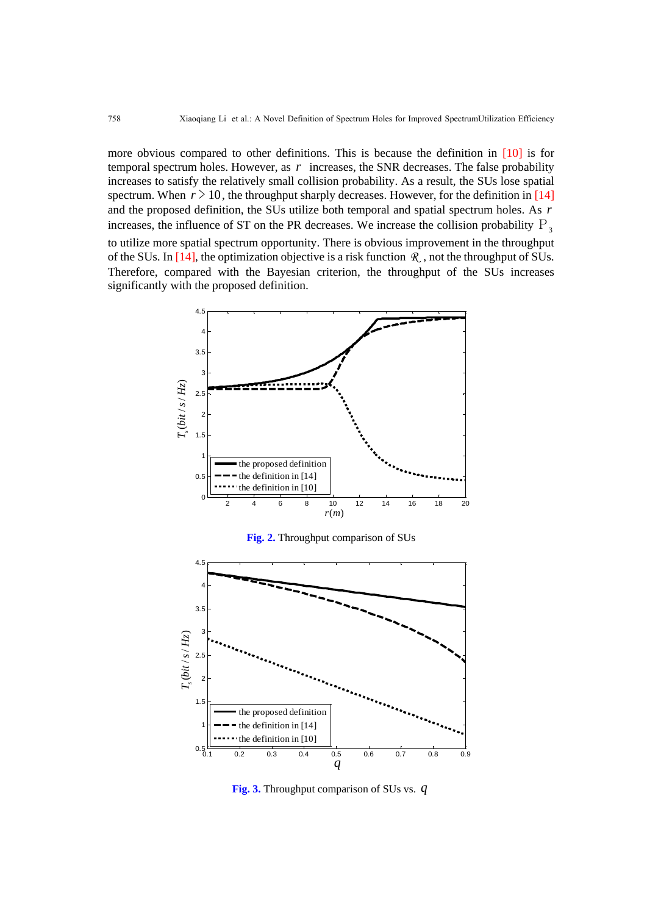more obvious compared to other definitions. This is because the definition in [10] is for temporal spectrum holes. However, as $r$ increases, the SNR decreases. The false probability increases to satisfy the relatively small collision probability. As a result, the SUs lose spatial spectrum. When $r > 10$, the throughput sharply decreases. However, for the definition in [14] and the proposed definition, the SUs utilize both temporal and spatial spectrum holes. As $r$ increases, the influence of ST on the PR decreases. We increase the collision probability $P_3$ to utilize more spatial spectrum opportunity. There is obvious improvement in the throughput of the SUs. In [14], the optimization objective is a risk function $\mathcal{R}$, not the throughput of SUs. Therefore, compared with the Bayesian criterion, the throughput of the SUs increases significantly with the proposed definition.

**Fig. 2.** Throughput comparison of SUs

**Fig. 3.** Throughput comparison of SUs vs. $q$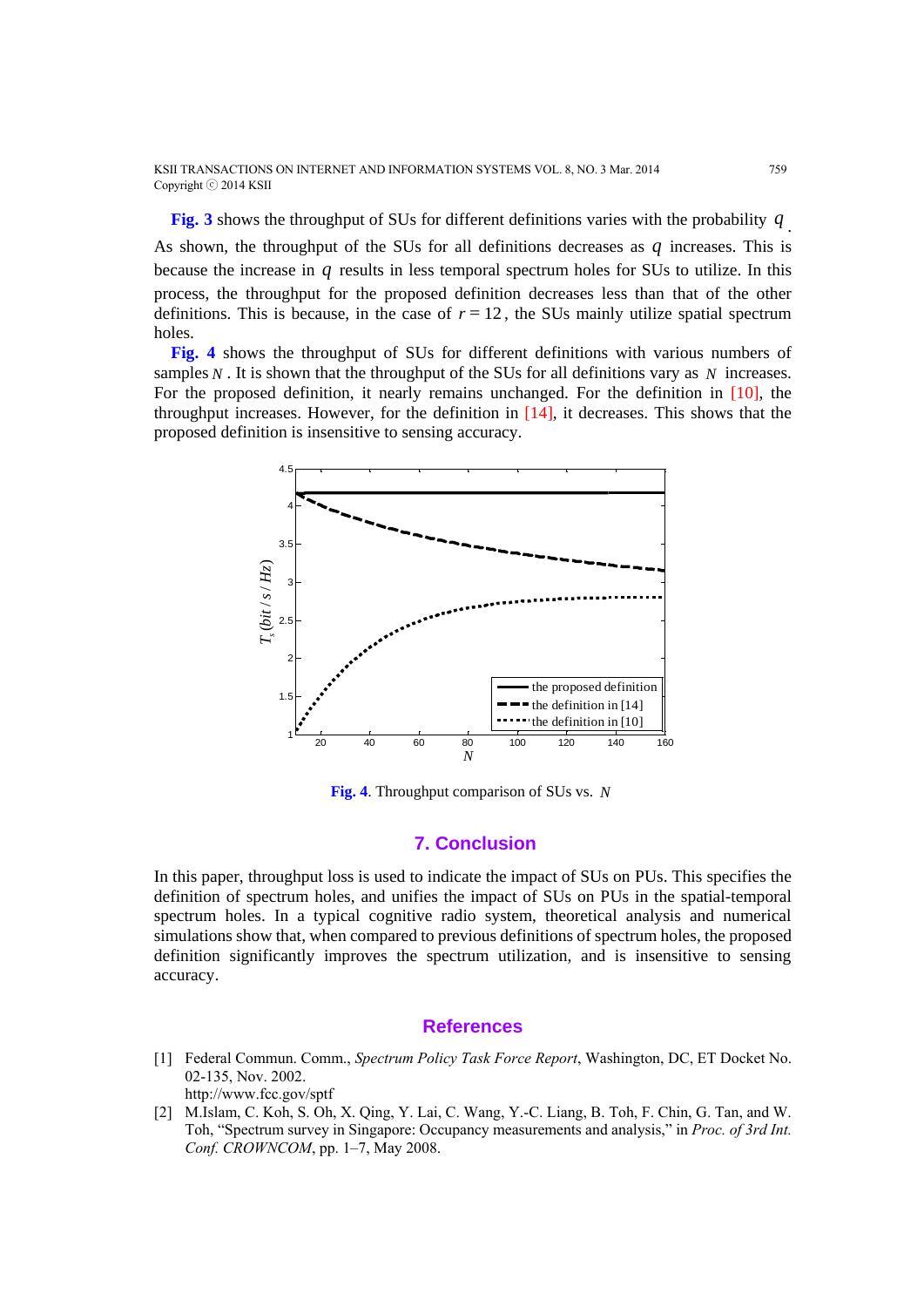**Fig. 3** shows the throughput of SUs for different definitions varies with the probability $q$. As shown, the throughput of the SUs for all definitions decreases as $q$ increases. This is because the increase in $q$ results in less temporal spectrum holes for SUs to utilize. In this process, the throughput for the proposed definition decreases less than that of the other definitions. This is because, in the case of $r = 12$, the SUs mainly utilize spatial spectrum holes.

**Fig. 4** shows the throughput of SUs for different definitions with various numbers of samples $N$. It is shown that the throughput of the SUs for all definitions vary as $N$ increases. For the proposed definition, it nearly remains unchanged. For the definition in [10], the throughput increases. However, for the definition in [14], it decreases. This shows that the proposed definition is insensitive to sensing accuracy.

**Fig. 4**. Throughput comparison of SUs vs. $N$

## 7. Conclusion

In this paper, throughput loss is used to indicate the impact of SUs on PUs. This specifies the definition of spectrum holes, and unifies the impact of SUs on PUs in the spatial-temporal spectrum holes. In a typical cognitive radio system, theoretical analysis and numerical simulations show that, when compared to previous definitions of spectrum holes, the proposed definition significantly improves the spectrum utilization, and is insensitive to sensing accuracy.

## References

[1] Federal Commun. Comm., *Spectrum Policy Task Force Report*, Washington, DC, ET Docket No. 02-135, Nov. 2002.
http://www.fcc.gov/sptf

[2] M.Islam, C. Koh, S. Oh, X. Qing, Y. Lai, C. Wang, Y.-C. Liang, B. Toh, F. Chin, G. Tan, and W. Toh, "Spectrum survey in Singapore: Occupancy measurements and analysis," in *Proc. of 3rd Int. Conf. CROWNCOM*, pp. 1–7, May 2008.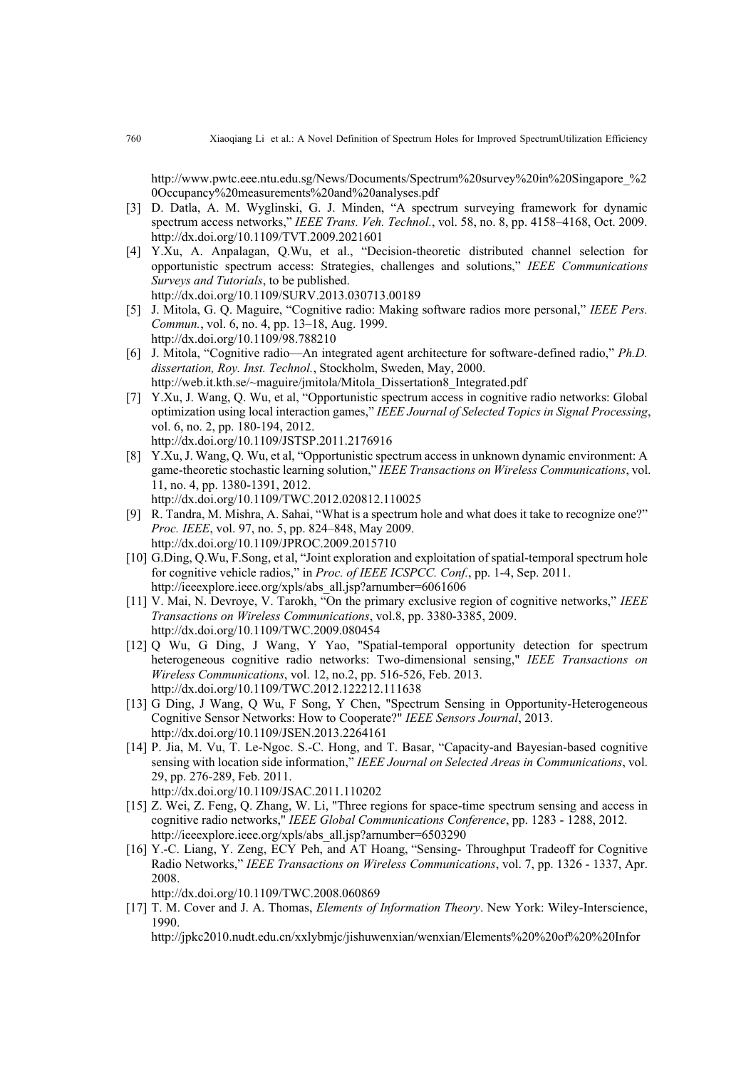http://www.pwtc.eee.ntu.edu.sg/News/Documents/Spectrum%20survey%20in%20Singapore_%20Occupancy%20measurements%20and%20analyses.pdf

[3] D. Datla, A. M. Wyglinski, G. J. Minden, "A spectrum surveying framework for dynamic spectrum access networks," *IEEE Trans. Veh. Technol.*, vol. 58, no. 8, pp. 4158–4168, Oct. 2009. http://dx.doi.org/10.1109/TVT.2009.2021601

[4] Y.Xu, A. Anpalagan, Q.Wu, et al., "Decision-theoretic distributed channel selection for opportunistic spectrum access: Strategies, challenges and solutions," *IEEE Communications Surveys and Tutorials*, to be published. http://dx.doi.org/10.1109/SURV.2013.030713.00189

[5] J. Mitola, G. Q. Maguire, "Cognitive radio: Making software radios more personal," *IEEE Pers. Commun.*, vol. 6, no. 4, pp. 13–18, Aug. 1999. http://dx.doi.org/10.1109/98.788210

[6] J. Mitola, "Cognitive radio—An integrated agent architecture for software-defined radio," *Ph.D. dissertation, Roy. Inst. Technol.*, Stockholm, Sweden, May, 2000. http://web.it.kth.se/~maguire/jmitola/Mitola_Dissertation8_Integrated.pdf

[7] Y.Xu, J. Wang, Q. Wu, et al, "Opportunistic spectrum access in cognitive radio networks: Global optimization using local interaction games," *IEEE Journal of Selected Topics in Signal Processing*, vol. 6, no. 2, pp. 180-194, 2012. http://dx.doi.org/10.1109/JSTSP.2011.2176916

[8] Y.Xu, J. Wang, Q. Wu, et al, "Opportunistic spectrum access in unknown dynamic environment: A game-theoretic stochastic learning solution," *IEEE Transactions on Wireless Communications*, vol. 11, no. 4, pp. 1380-1391, 2012. http://dx.doi.org/10.1109/TWC.2012.020812.110025

[9] R. Tandra, M. Mishra, A. Sahai, "What is a spectrum hole and what does it take to recognize one?" *Proc. IEEE*, vol. 97, no. 5, pp. 824–848, May 2009. http://dx.doi.org/10.1109/JPROC.2009.2015710

[10] G.Ding, Q.Wu, F.Song, et al, "Joint exploration and exploitation of spatial-temporal spectrum hole for cognitive vehicle radios," in *Proc. of IEEE ICSPCC. Conf.*, pp. 1-4, Sep. 2011. http://ieeexplore.ieee.org/xpls/abs_all.jsp?arnumber=6061606

[11] V. Mai, N. Devroye, V. Tarokh, "On the primary exclusive region of cognitive networks," *IEEE Transactions on Wireless Communications*, vol.8, pp. 3380-3385, 2009. http://dx.doi.org/10.1109/TWC.2009.080454

[12] Q Wu, G Ding, J Wang, Y Yao, "Spatial-temporal opportunity detection for spectrum heterogeneous cognitive radio networks: Two-dimensional sensing," *IEEE Transactions on Wireless Communications*, vol. 12, no.2, pp. 516-526, Feb. 2013. http://dx.doi.org/10.1109/TWC.2012.122212.111638

[13] G Ding, J Wang, Q Wu, F Song, Y Chen, "Spectrum Sensing in Opportunity-Heterogeneous Cognitive Sensor Networks: How to Cooperate?" *IEEE Sensors Journal*, 2013. http://dx.doi.org/10.1109/JSEN.2013.2264161

[14] P. Jia, M. Vu, T. Le-Ngoc. S.-C. Hong, and T. Basar, "Capacity-and Bayesian-based cognitive sensing with location side information," *IEEE Journal on Selected Areas in Communications*, vol. 29, pp. 276-289, Feb. 2011. http://dx.doi.org/10.1109/JSAC.2011.110202

[15] Z. Wei, Z. Feng, Q. Zhang, W. Li, "Three regions for space-time spectrum sensing and access in cognitive radio networks," *IEEE Global Communications Conference*, pp. 1283 - 1288, 2012. http://ieeexplore.ieee.org/xpls/abs_all.jsp?arnumber=6503290

[16] Y.-C. Liang, Y. Zeng, ECY Peh, and AT Hoang, "Sensing- Throughput Tradeoff for Cognitive Radio Networks," *IEEE Transactions on Wireless Communications*, vol. 7, pp. 1326 - 1337, Apr. 2008. http://dx.doi.org/10.1109/TWC.2008.060869

[17] T. M. Cover and J. A. Thomas, *Elements of Information Theory*. New York: Wiley-Interscience, 1990. http://jpkc2010.nudt.edu.cn/xxlybmjc/jishuwenxian/wenxian/Elements%20%20of%20%20Infor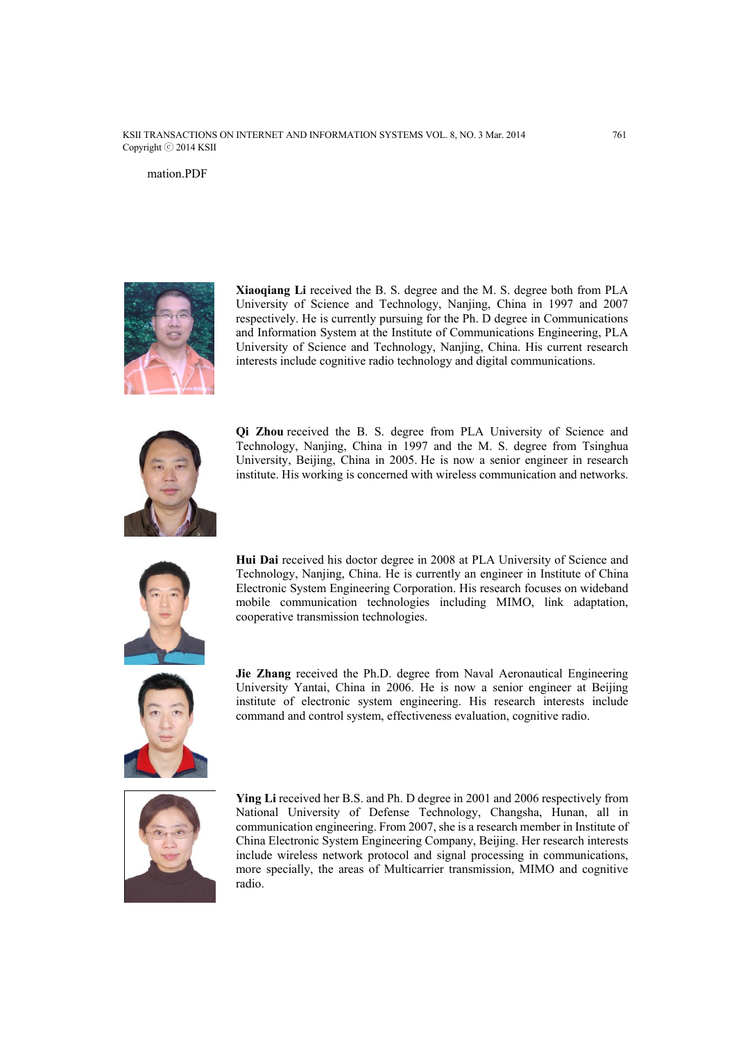mation.PDF

**Xiaoqiang Li** received the B. S. degree and the M. S. degree both from PLA University of Science and Technology, Nanjing, China in 1997 and 2007 respectively. He is currently pursuing for the Ph. D degree in Communications and Information System at the Institute of Communications Engineering, PLA University of Science and Technology, Nanjing, China. His current research interests include cognitive radio technology and digital communications.

**Qi Zhou** received the B. S. degree from PLA University of Science and Technology, Nanjing, China in 1997 and the M. S. degree from Tsinghua University, Beijing, China in 2005. He is now a senior engineer in research institute. His working is concerned with wireless communication and networks.

**Hui Dai** received his doctor degree in 2008 at PLA University of Science and Technology, Nanjing, China. He is currently an engineer in Institute of China Electronic System Engineering Corporation. His research focuses on wideband mobile communication technologies including MIMO, link adaptation, cooperative transmission technologies.

**Jie Zhang** received the Ph.D. degree from Naval Aeronautical Engineering University Yantai, China in 2006. He is now a senior engineer at Beijing institute of electronic system engineering. His research interests include command and control system, effectiveness evaluation, cognitive radio.

**Ying Li** received her B.S. and Ph. D degree in 2001 and 2006 respectively from National University of Defense Technology, Changsha, Hunan, all in communication engineering. From 2007, she is a research member in Institute of China Electronic System Engineering Company, Beijing. Her research interests include wireless network protocol and signal processing in communications, more specially, the areas of Multicarrier transmission, MIMO and cognitive radio.